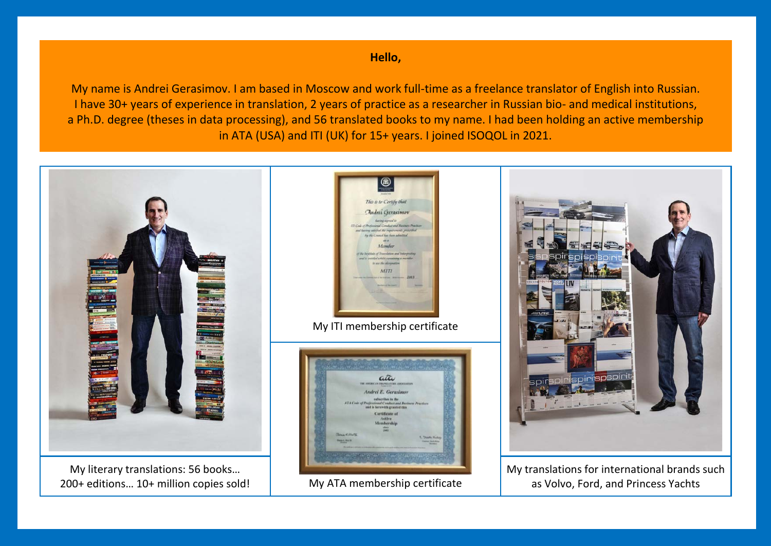**Hello,**

My name is Andrei Gerasimov. I am based in Moscow and work full-time as a freelance translator of English into Russian. I have 30+ years of experience in translation, 2 years of practice as a researcher in Russian bio- and medical institutions, a Ph.D. degree (theses in data processing), and 56 translated books to my name. I had been holding an active membership in ATA (USA) and ITI (UK) for 15+ years. I joined ISOQOL in 2021.

My literary translations: 56 books… 200+ editions… 10+ million copies sold!

My ITI membership certificate

My ATA membership certificate

My translations for international brands such as Volvo, Ford, and Princess Yachts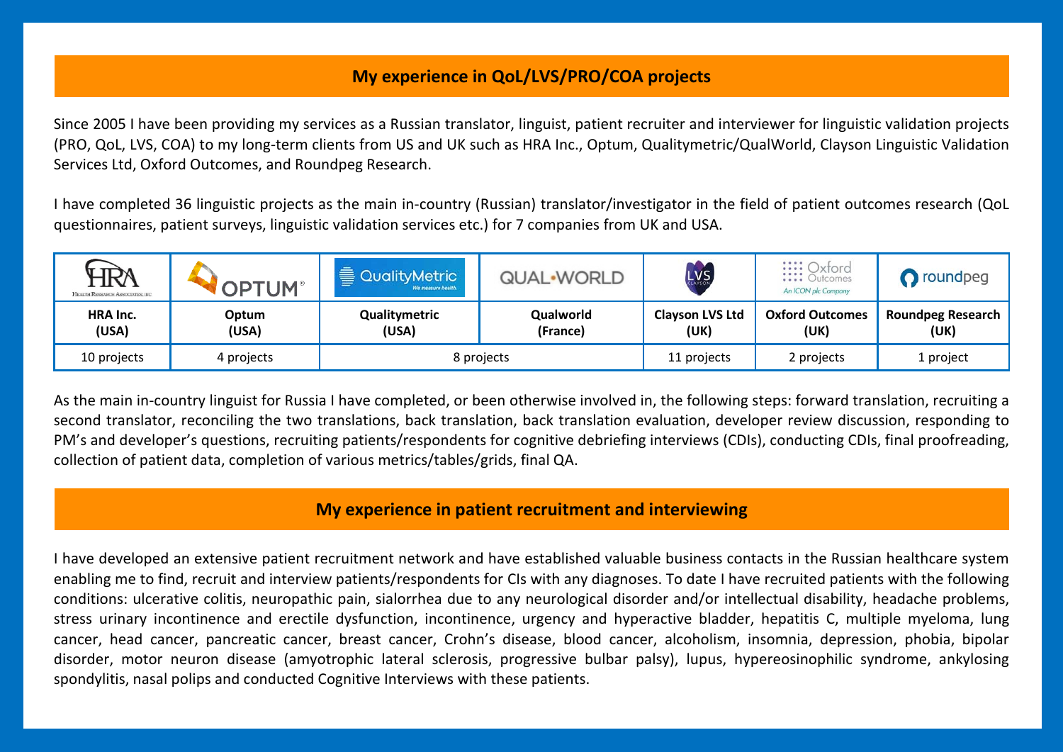## My experience in QoL/LVS/PRO/COA projects

Since 2005 I have been providing my services as a Russian translator, linguist, patient recruiter and interviewer for linguistic validation projects (PRO, QoL, LVS, COA) to my long-term clients from US and UK such as HRA Inc., Optum, Qualitymetric/QualWorld, Clayson Linguistic Validation Services Ltd, Oxford Outcomes, and Roundpeg Research.

I have completed 36 linguistic projects as the main in-country (Russian) translator/investigator in the field of patient outcomes research (QoL questionnaires, patient surveys, linguistic validation services etc.) for 7 companies from UK and USA.

| HRA Health Research Associates, Inc | OPTUM | QualityMetric We measure health. | QUAL•WORLD | LVS Clayson | Oxford Outcomes An ICON plc Company | roundpeg |
|---|---|---|---|---|---|---|
| **HRA Inc. (USA)** | **Optum (USA)** | **Qualitymetric (USA)** | **Qualworld (France)** | **Clayson LVS Ltd (UK)** | **Oxford Outcomes (UK)** | **Roundpeg Research (UK)** |
| 10 projects | 4 projects | 8 projects | | 11 projects | 2 projects | 1 project |

As the main in-country linguist for Russia I have completed, or been otherwise involved in, the following steps: forward translation, recruiting a second translator, reconciling the two translations, back translation, back translation evaluation, developer review discussion, responding to PM's and developer's questions, recruiting patients/respondents for cognitive debriefing interviews (CDIs), conducting CDIs, final proofreading, collection of patient data, completion of various metrics/tables/grids, final QA.

## My experience in patient recruitment and interviewing

I have developed an extensive patient recruitment network and have established valuable business contacts in the Russian healthcare system enabling me to find, recruit and interview patients/respondents for CIs with any diagnoses. To date I have recruited patients with the following conditions: ulcerative colitis, neuropathic pain, sialorrhea due to any neurological disorder and/or intellectual disability, headache problems, stress urinary incontinence and erectile dysfunction, incontinence, urgency and hyperactive bladder, hepatitis C, multiple myeloma, lung cancer, head cancer, pancreatic cancer, breast cancer, Crohn's disease, blood cancer, alcoholism, insomnia, depression, phobia, bipolar disorder, motor neuron disease (amyotrophic lateral sclerosis, progressive bulbar palsy), lupus, hypereosinophilic syndrome, ankylosing spondylitis, nasal polips and conducted Cognitive Interviews with these patients.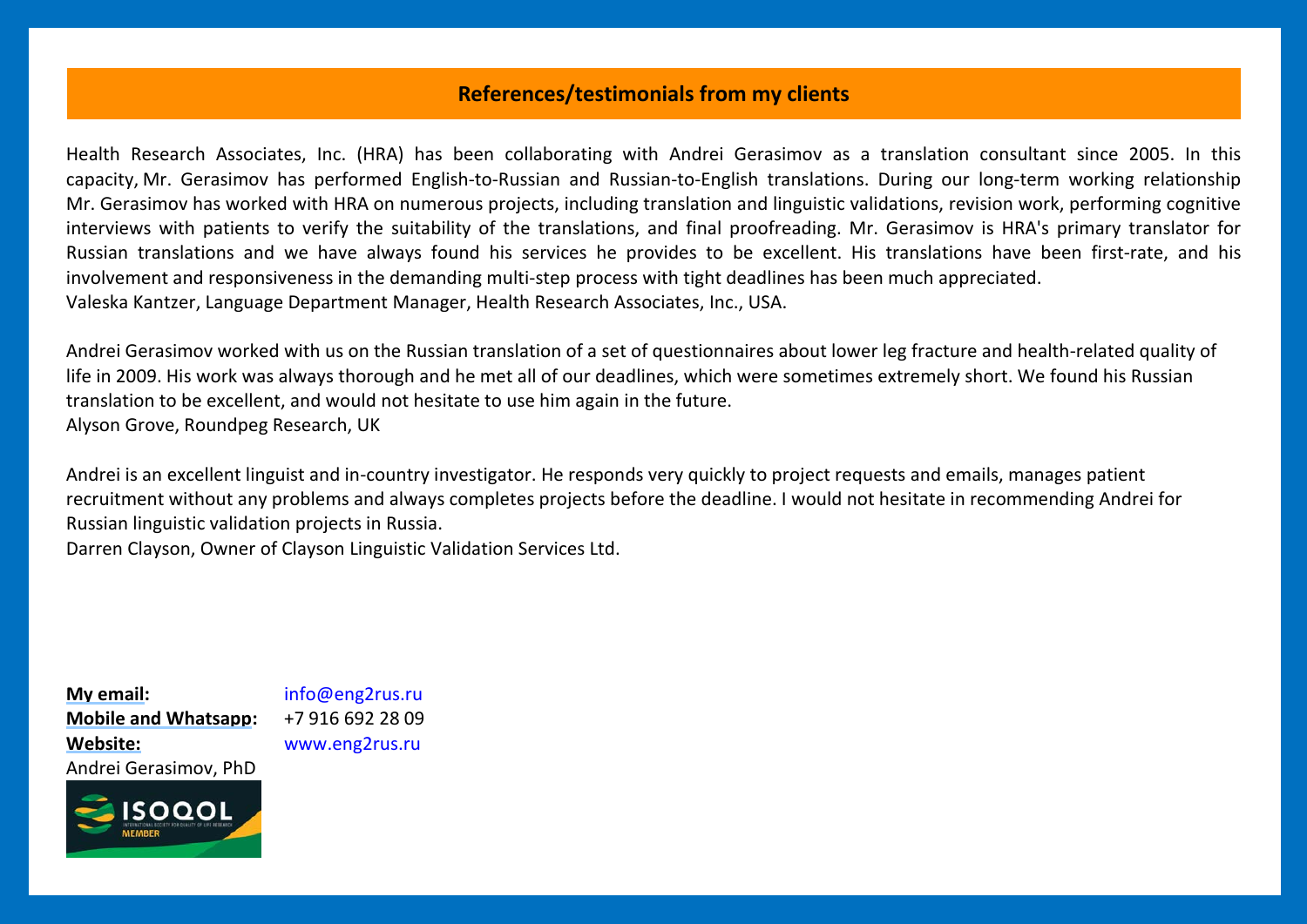## References/testimonials from my clients

Health Research Associates, Inc. (HRA) has been collaborating with Andrei Gerasimov as a translation consultant since 2005. In this capacity, Mr. Gerasimov has performed English-to-Russian and Russian-to-English translations. During our long-term working relationship Mr. Gerasimov has worked with HRA on numerous projects, including translation and linguistic validations, revision work, performing cognitive interviews with patients to verify the suitability of the translations, and final proofreading. Mr. Gerasimov is HRA's primary translator for Russian translations and we have always found his services he provides to be excellent. His translations have been first-rate, and his involvement and responsiveness in the demanding multi-step process with tight deadlines has been much appreciated.
Valeska Kantzer, Language Department Manager, Health Research Associates, Inc., USA.

Andrei Gerasimov worked with us on the Russian translation of a set of questionnaires about lower leg fracture and health-related quality of life in 2009. His work was always thorough and he met all of our deadlines, which were sometimes extremely short. We found his Russian translation to be excellent, and would not hesitate to use him again in the future.
Alyson Grove, Roundpeg Research, UK

Andrei is an excellent linguist and in-country investigator. He responds very quickly to project requests and emails, manages patient recruitment without any problems and always completes projects before the deadline. I would not hesitate in recommending Andrei for Russian linguistic validation projects in Russia.
Darren Clayson, Owner of Clayson Linguistic Validation Services Ltd.

**My email:** info@eng2rus.ru
**Mobile and Whatsapp:** +7 916 692 28 09
**Website:** www.eng2rus.ru

Andrei Gerasimov, PhD

ISOQOL
INTERNATIONAL SOCIETY FOR QUALITY OF LIFE RESEARCH
MEMBER